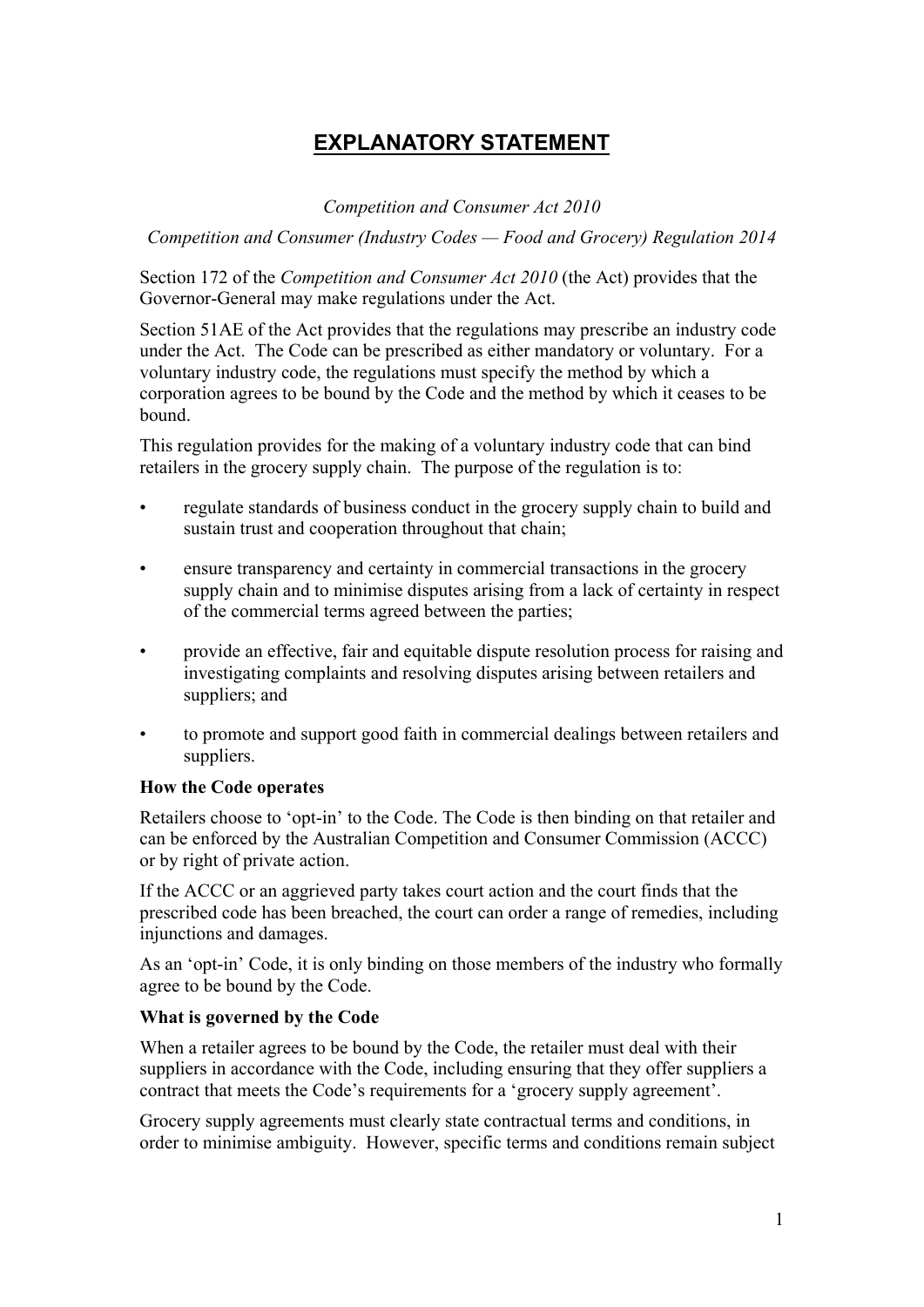# EXPLANATORY STATEMENT

*Competition and Consumer Act 2010*

*Competition and Consumer (Industry Codes — Food and Grocery) Regulation 2014*

Section 172 of the *Competition and Consumer Act 2010* (the Act) provides that the Governor-General may make regulations under the Act.

Section 51AE of the Act provides that the regulations may prescribe an industry code under the Act. The Code can be prescribed as either mandatory or voluntary. For a voluntary industry code, the regulations must specify the method by which a corporation agrees to be bound by the Code and the method by which it ceases to be bound.

This regulation provides for the making of a voluntary industry code that can bind retailers in the grocery supply chain. The purpose of the regulation is to:

- regulate standards of business conduct in the grocery supply chain to build and sustain trust and cooperation throughout that chain;
- ensure transparency and certainty in commercial transactions in the grocery supply chain and to minimise disputes arising from a lack of certainty in respect of the commercial terms agreed between the parties;
- provide an effective, fair and equitable dispute resolution process for raising and investigating complaints and resolving disputes arising between retailers and suppliers; and
- to promote and support good faith in commercial dealings between retailers and suppliers.

**How the Code operates**

Retailers choose to 'opt-in' to the Code. The Code is then binding on that retailer and can be enforced by the Australian Competition and Consumer Commission (ACCC) or by right of private action.

If the ACCC or an aggrieved party takes court action and the court finds that the prescribed code has been breached, the court can order a range of remedies, including injunctions and damages.

As an 'opt-in' Code, it is only binding on those members of the industry who formally agree to be bound by the Code.

**What is governed by the Code**

When a retailer agrees to be bound by the Code, the retailer must deal with their suppliers in accordance with the Code, including ensuring that they offer suppliers a contract that meets the Code's requirements for a 'grocery supply agreement'.

Grocery supply agreements must clearly state contractual terms and conditions, in order to minimise ambiguity. However, specific terms and conditions remain subject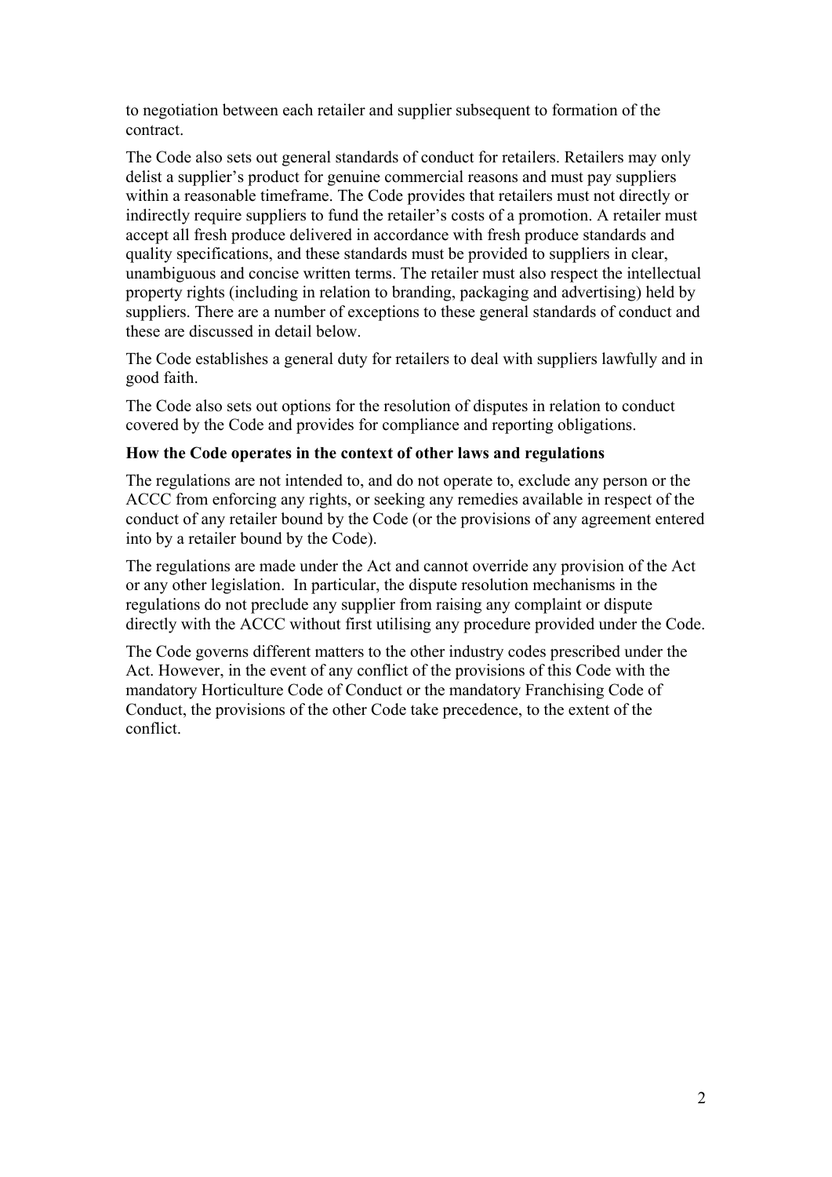to negotiation between each retailer and supplier subsequent to formation of the contract.

The Code also sets out general standards of conduct for retailers. Retailers may only delist a supplier's product for genuine commercial reasons and must pay suppliers within a reasonable timeframe. The Code provides that retailers must not directly or indirectly require suppliers to fund the retailer's costs of a promotion. A retailer must accept all fresh produce delivered in accordance with fresh produce standards and quality specifications, and these standards must be provided to suppliers in clear, unambiguous and concise written terms. The retailer must also respect the intellectual property rights (including in relation to branding, packaging and advertising) held by suppliers. There are a number of exceptions to these general standards of conduct and these are discussed in detail below.

The Code establishes a general duty for retailers to deal with suppliers lawfully and in good faith.

The Code also sets out options for the resolution of disputes in relation to conduct covered by the Code and provides for compliance and reporting obligations.

**How the Code operates in the context of other laws and regulations**

The regulations are not intended to, and do not operate to, exclude any person or the ACCC from enforcing any rights, or seeking any remedies available in respect of the conduct of any retailer bound by the Code (or the provisions of any agreement entered into by a retailer bound by the Code).

The regulations are made under the Act and cannot override any provision of the Act or any other legislation. In particular, the dispute resolution mechanisms in the regulations do not preclude any supplier from raising any complaint or dispute directly with the ACCC without first utilising any procedure provided under the Code.

The Code governs different matters to the other industry codes prescribed under the Act. However, in the event of any conflict of the provisions of this Code with the mandatory Horticulture Code of Conduct or the mandatory Franchising Code of Conduct, the provisions of the other Code take precedence, to the extent of the conflict.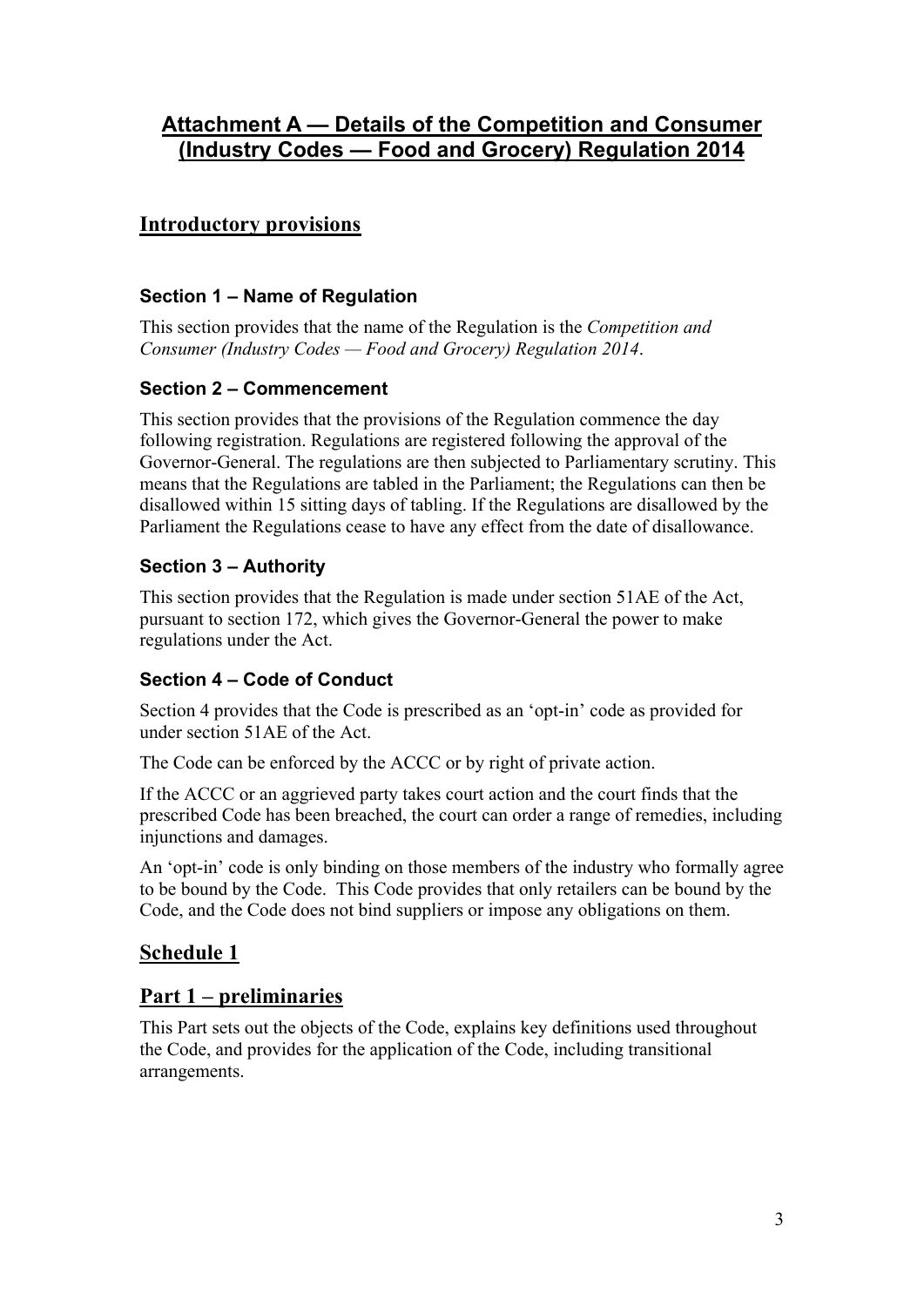# Attachment A — Details of the Competition and Consumer (Industry Codes — Food and Grocery) Regulation 2014

## Introductory provisions

### Section 1 – Name of Regulation

This section provides that the name of the Regulation is the *Competition and Consumer (Industry Codes — Food and Grocery) Regulation 2014*.

### Section 2 – Commencement

This section provides that the provisions of the Regulation commence the day following registration. Regulations are registered following the approval of the Governor-General. The regulations are then subjected to Parliamentary scrutiny. This means that the Regulations are tabled in the Parliament; the Regulations can then be disallowed within 15 sitting days of tabling. If the Regulations are disallowed by the Parliament the Regulations cease to have any effect from the date of disallowance.

### Section 3 – Authority

This section provides that the Regulation is made under section 51AE of the Act, pursuant to section 172, which gives the Governor-General the power to make regulations under the Act.

### Section 4 – Code of Conduct

Section 4 provides that the Code is prescribed as an 'opt-in' code as provided for under section 51AE of the Act.

The Code can be enforced by the ACCC or by right of private action.

If the ACCC or an aggrieved party takes court action and the court finds that the prescribed Code has been breached, the court can order a range of remedies, including injunctions and damages.

An 'opt-in' code is only binding on those members of the industry who formally agree to be bound by the Code. This Code provides that only retailers can be bound by the Code, and the Code does not bind suppliers or impose any obligations on them.

## Schedule 1

## Part 1 – preliminaries

This Part sets out the objects of the Code, explains key definitions used throughout the Code, and provides for the application of the Code, including transitional arrangements.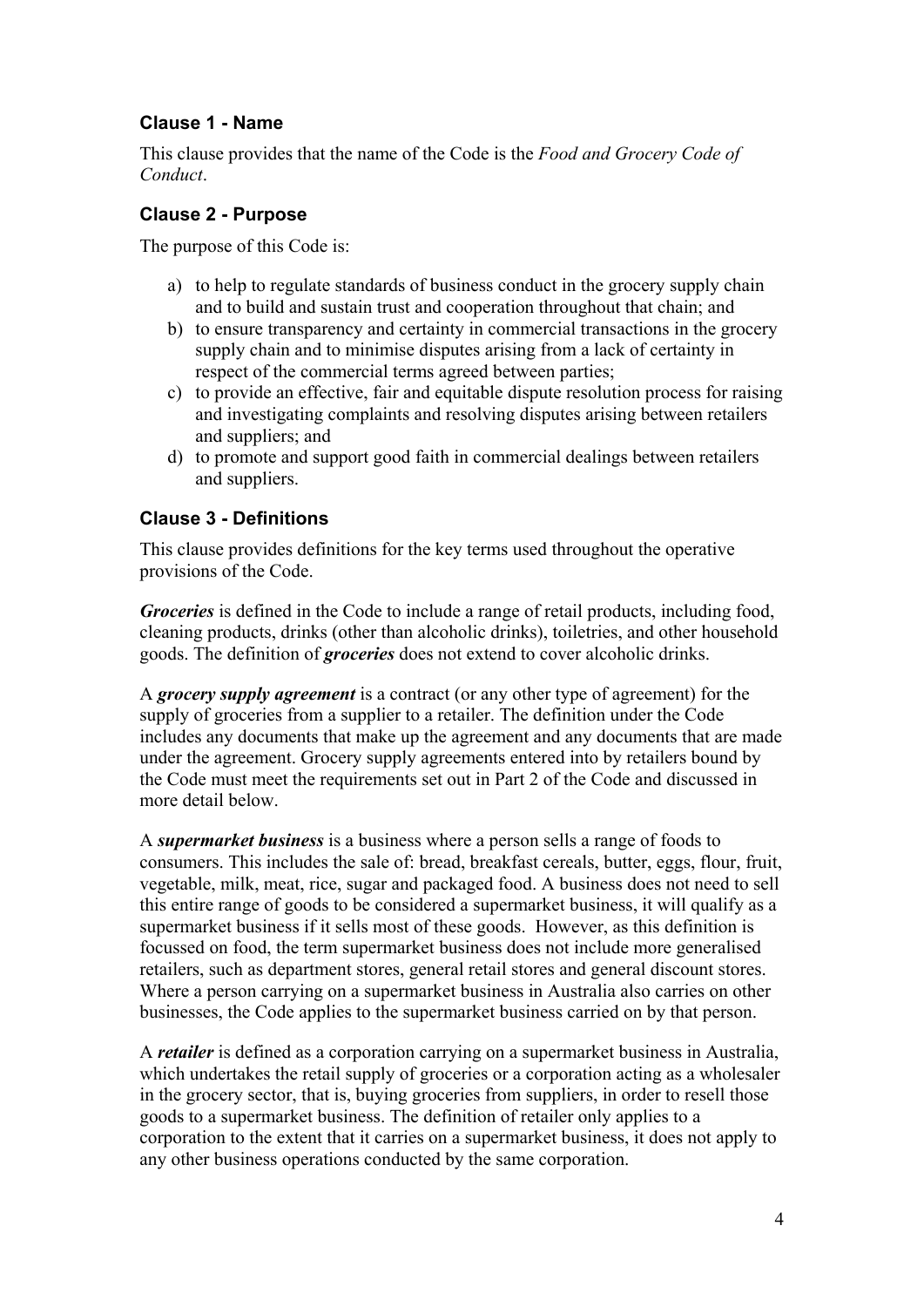### Clause 1 - Name

This clause provides that the name of the Code is the *Food and Grocery Code of Conduct*.

### Clause 2 - Purpose

The purpose of this Code is:

a) to help to regulate standards of business conduct in the grocery supply chain and to build and sustain trust and cooperation throughout that chain; and
b) to ensure transparency and certainty in commercial transactions in the grocery supply chain and to minimise disputes arising from a lack of certainty in respect of the commercial terms agreed between parties;
c) to provide an effective, fair and equitable dispute resolution process for raising and investigating complaints and resolving disputes arising between retailers and suppliers; and
d) to promote and support good faith in commercial dealings between retailers and suppliers.

### Clause 3 - Definitions

This clause provides definitions for the key terms used throughout the operative provisions of the Code.

***Groceries*** is defined in the Code to include a range of retail products, including food, cleaning products, drinks (other than alcoholic drinks), toiletries, and other household goods. The definition of ***groceries*** does not extend to cover alcoholic drinks.

A ***grocery supply agreement*** is a contract (or any other type of agreement) for the supply of groceries from a supplier to a retailer. The definition under the Code includes any documents that make up the agreement and any documents that are made under the agreement. Grocery supply agreements entered into by retailers bound by the Code must meet the requirements set out in Part 2 of the Code and discussed in more detail below.

A ***supermarket business*** is a business where a person sells a range of foods to consumers. This includes the sale of: bread, breakfast cereals, butter, eggs, flour, fruit, vegetable, milk, meat, rice, sugar and packaged food. A business does not need to sell this entire range of goods to be considered a supermarket business, it will qualify as a supermarket business if it sells most of these goods. However, as this definition is focussed on food, the term supermarket business does not include more generalised retailers, such as department stores, general retail stores and general discount stores. Where a person carrying on a supermarket business in Australia also carries on other businesses, the Code applies to the supermarket business carried on by that person.

A ***retailer*** is defined as a corporation carrying on a supermarket business in Australia, which undertakes the retail supply of groceries or a corporation acting as a wholesaler in the grocery sector, that is, buying groceries from suppliers, in order to resell those goods to a supermarket business. The definition of retailer only applies to a corporation to the extent that it carries on a supermarket business, it does not apply to any other business operations conducted by the same corporation.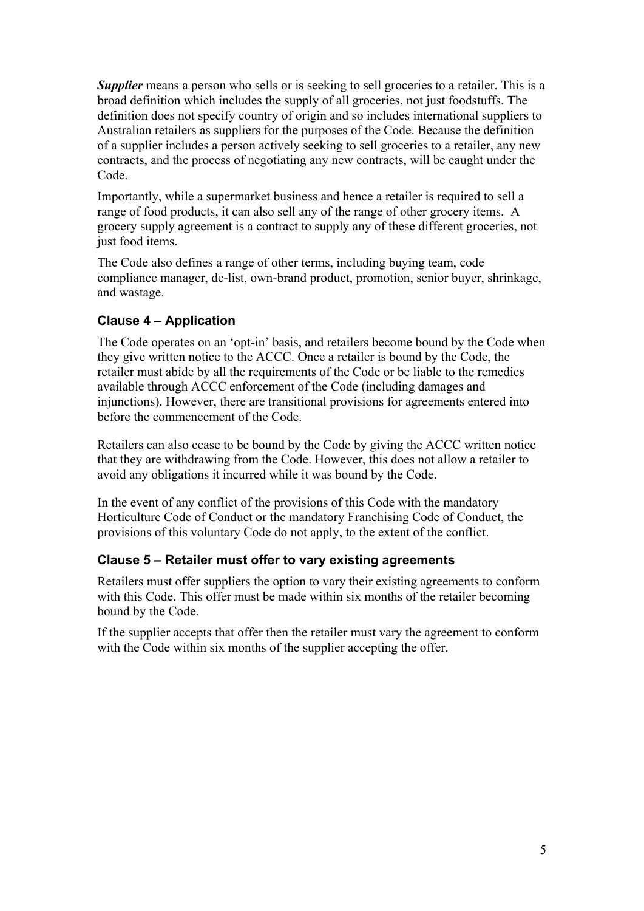***Supplier*** means a person who sells or is seeking to sell groceries to a retailer. This is a broad definition which includes the supply of all groceries, not just foodstuffs. The definition does not specify country of origin and so includes international suppliers to Australian retailers as suppliers for the purposes of the Code. Because the definition of a supplier includes a person actively seeking to sell groceries to a retailer, any new contracts, and the process of negotiating any new contracts, will be caught under the Code.

Importantly, while a supermarket business and hence a retailer is required to sell a range of food products, it can also sell any of the range of other grocery items. A grocery supply agreement is a contract to supply any of these different groceries, not just food items.

The Code also defines a range of other terms, including buying team, code compliance manager, de-list, own-brand product, promotion, senior buyer, shrinkage, and wastage.

### Clause 4 – Application

The Code operates on an 'opt-in' basis, and retailers become bound by the Code when they give written notice to the ACCC. Once a retailer is bound by the Code, the retailer must abide by all the requirements of the Code or be liable to the remedies available through ACCC enforcement of the Code (including damages and injunctions). However, there are transitional provisions for agreements entered into before the commencement of the Code.

Retailers can also cease to be bound by the Code by giving the ACCC written notice that they are withdrawing from the Code. However, this does not allow a retailer to avoid any obligations it incurred while it was bound by the Code.

In the event of any conflict of the provisions of this Code with the mandatory Horticulture Code of Conduct or the mandatory Franchising Code of Conduct, the provisions of this voluntary Code do not apply, to the extent of the conflict.

### Clause 5 – Retailer must offer to vary existing agreements

Retailers must offer suppliers the option to vary their existing agreements to conform with this Code. This offer must be made within six months of the retailer becoming bound by the Code.

If the supplier accepts that offer then the retailer must vary the agreement to conform with the Code within six months of the supplier accepting the offer.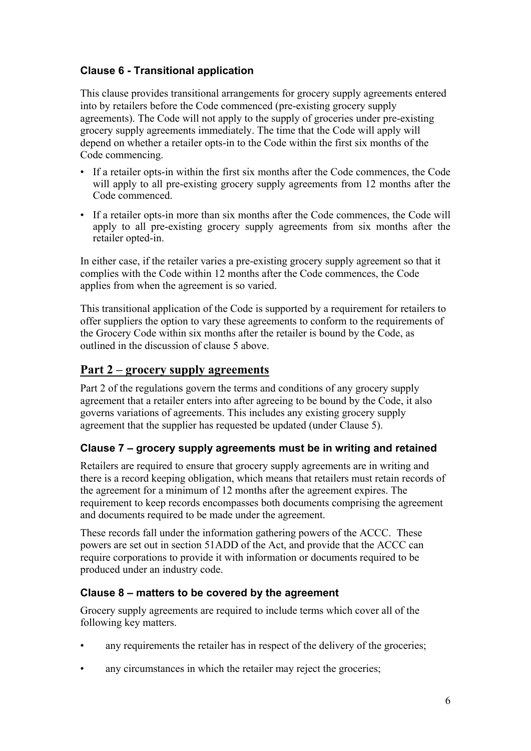### Clause 6 - Transitional application

This clause provides transitional arrangements for grocery supply agreements entered into by retailers before the Code commenced (pre-existing grocery supply agreements). The Code will not apply to the supply of groceries under pre-existing grocery supply agreements immediately. The time that the Code will apply will depend on whether a retailer opts-in to the Code within the first six months of the Code commencing.

- If a retailer opts-in within the first six months after the Code commences, the Code will apply to all pre-existing grocery supply agreements from 12 months after the Code commenced.
- If a retailer opts-in more than six months after the Code commences, the Code will apply to all pre-existing grocery supply agreements from six months after the retailer opted-in.

In either case, if the retailer varies a pre-existing grocery supply agreement so that it complies with the Code within 12 months after the Code commences, the Code applies from when the agreement is so varied.

This transitional application of the Code is supported by a requirement for retailers to offer suppliers the option to vary these agreements to conform to the requirements of the Grocery Code within six months after the retailer is bound by the Code, as outlined in the discussion of clause 5 above.

## Part 2 – grocery supply agreements

Part 2 of the regulations govern the terms and conditions of any grocery supply agreement that a retailer enters into after agreeing to be bound by the Code, it also governs variations of agreements. This includes any existing grocery supply agreement that the supplier has requested be updated (under Clause 5).

### Clause 7 – grocery supply agreements must be in writing and retained

Retailers are required to ensure that grocery supply agreements are in writing and there is a record keeping obligation, which means that retailers must retain records of the agreement for a minimum of 12 months after the agreement expires. The requirement to keep records encompasses both documents comprising the agreement and documents required to be made under the agreement.

These records fall under the information gathering powers of the ACCC. These powers are set out in section 51ADD of the Act, and provide that the ACCC can require corporations to provide it with information or documents required to be produced under an industry code.

### Clause 8 – matters to be covered by the agreement

Grocery supply agreements are required to include terms which cover all of the following key matters.

- any requirements the retailer has in respect of the delivery of the groceries;
- any circumstances in which the retailer may reject the groceries;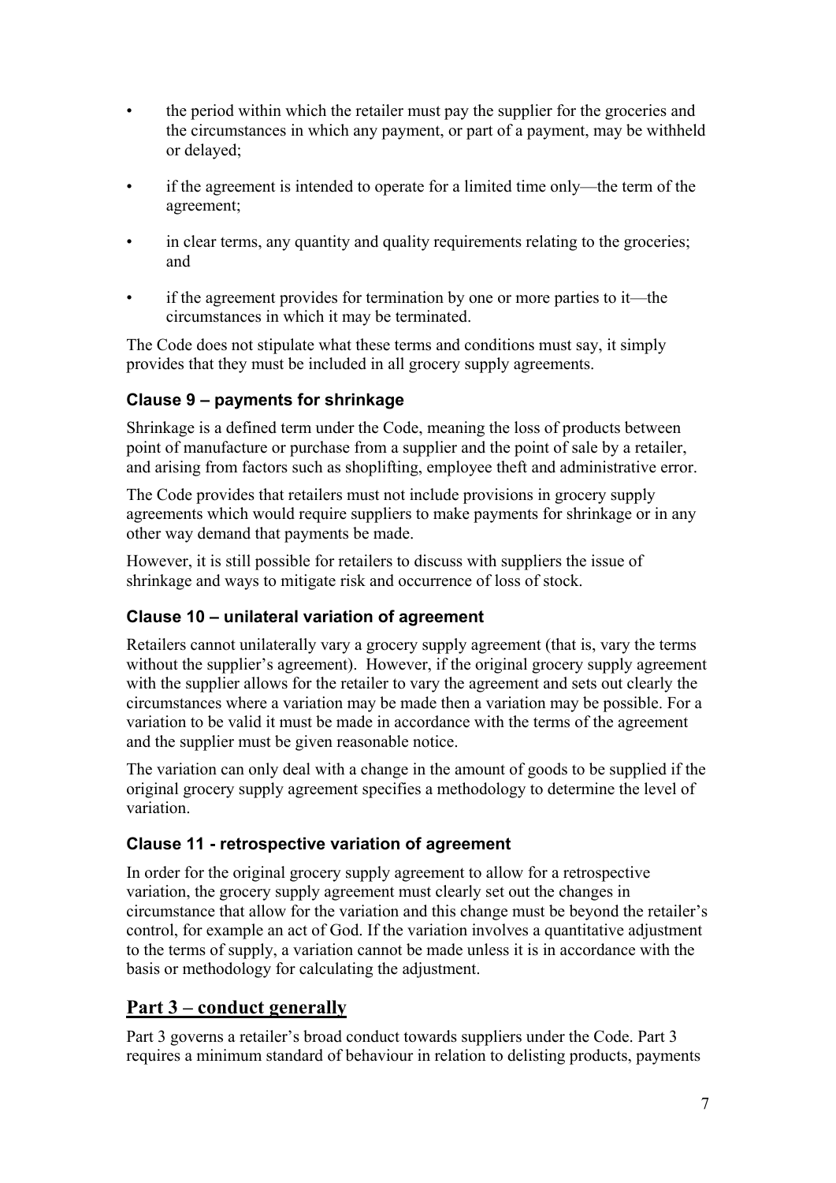- the period within which the retailer must pay the supplier for the groceries and the circumstances in which any payment, or part of a payment, may be withheld or delayed;
- if the agreement is intended to operate for a limited time only—the term of the agreement;
- in clear terms, any quantity and quality requirements relating to the groceries; and
- if the agreement provides for termination by one or more parties to it—the circumstances in which it may be terminated.

The Code does not stipulate what these terms and conditions must say, it simply provides that they must be included in all grocery supply agreements.

### Clause 9 – payments for shrinkage

Shrinkage is a defined term under the Code, meaning the loss of products between point of manufacture or purchase from a supplier and the point of sale by a retailer, and arising from factors such as shoplifting, employee theft and administrative error.

The Code provides that retailers must not include provisions in grocery supply agreements which would require suppliers to make payments for shrinkage or in any other way demand that payments be made.

However, it is still possible for retailers to discuss with suppliers the issue of shrinkage and ways to mitigate risk and occurrence of loss of stock.

### Clause 10 – unilateral variation of agreement

Retailers cannot unilaterally vary a grocery supply agreement (that is, vary the terms without the supplier's agreement). However, if the original grocery supply agreement with the supplier allows for the retailer to vary the agreement and sets out clearly the circumstances where a variation may be made then a variation may be possible. For a variation to be valid it must be made in accordance with the terms of the agreement and the supplier must be given reasonable notice.

The variation can only deal with a change in the amount of goods to be supplied if the original grocery supply agreement specifies a methodology to determine the level of variation.

### Clause 11 - retrospective variation of agreement

In order for the original grocery supply agreement to allow for a retrospective variation, the grocery supply agreement must clearly set out the changes in circumstance that allow for the variation and this change must be beyond the retailer's control, for example an act of God. If the variation involves a quantitative adjustment to the terms of supply, a variation cannot be made unless it is in accordance with the basis or methodology for calculating the adjustment.

## Part 3 – conduct generally

Part 3 governs a retailer's broad conduct towards suppliers under the Code. Part 3 requires a minimum standard of behaviour in relation to delisting products, payments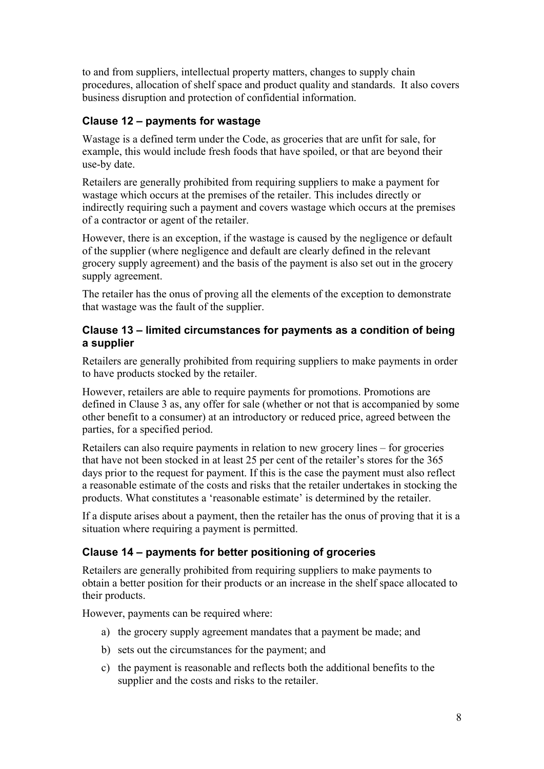to and from suppliers, intellectual property matters, changes to supply chain procedures, allocation of shelf space and product quality and standards. It also covers business disruption and protection of confidential information.

### Clause 12 – payments for wastage

Wastage is a defined term under the Code, as groceries that are unfit for sale, for example, this would include fresh foods that have spoiled, or that are beyond their use-by date.

Retailers are generally prohibited from requiring suppliers to make a payment for wastage which occurs at the premises of the retailer. This includes directly or indirectly requiring such a payment and covers wastage which occurs at the premises of a contractor or agent of the retailer.

However, there is an exception, if the wastage is caused by the negligence or default of the supplier (where negligence and default are clearly defined in the relevant grocery supply agreement) and the basis of the payment is also set out in the grocery supply agreement.

The retailer has the onus of proving all the elements of the exception to demonstrate that wastage was the fault of the supplier.

### Clause 13 – limited circumstances for payments as a condition of being a supplier

Retailers are generally prohibited from requiring suppliers to make payments in order to have products stocked by the retailer.

However, retailers are able to require payments for promotions. Promotions are defined in Clause 3 as, any offer for sale (whether or not that is accompanied by some other benefit to a consumer) at an introductory or reduced price, agreed between the parties, for a specified period.

Retailers can also require payments in relation to new grocery lines – for groceries that have not been stocked in at least 25 per cent of the retailer's stores for the 365 days prior to the request for payment. If this is the case the payment must also reflect a reasonable estimate of the costs and risks that the retailer undertakes in stocking the products. What constitutes a 'reasonable estimate' is determined by the retailer.

If a dispute arises about a payment, then the retailer has the onus of proving that it is a situation where requiring a payment is permitted.

### Clause 14 – payments for better positioning of groceries

Retailers are generally prohibited from requiring suppliers to make payments to obtain a better position for their products or an increase in the shelf space allocated to their products.

However, payments can be required where:

a) the grocery supply agreement mandates that a payment be made; and
b) sets out the circumstances for the payment; and
c) the payment is reasonable and reflects both the additional benefits to the supplier and the costs and risks to the retailer.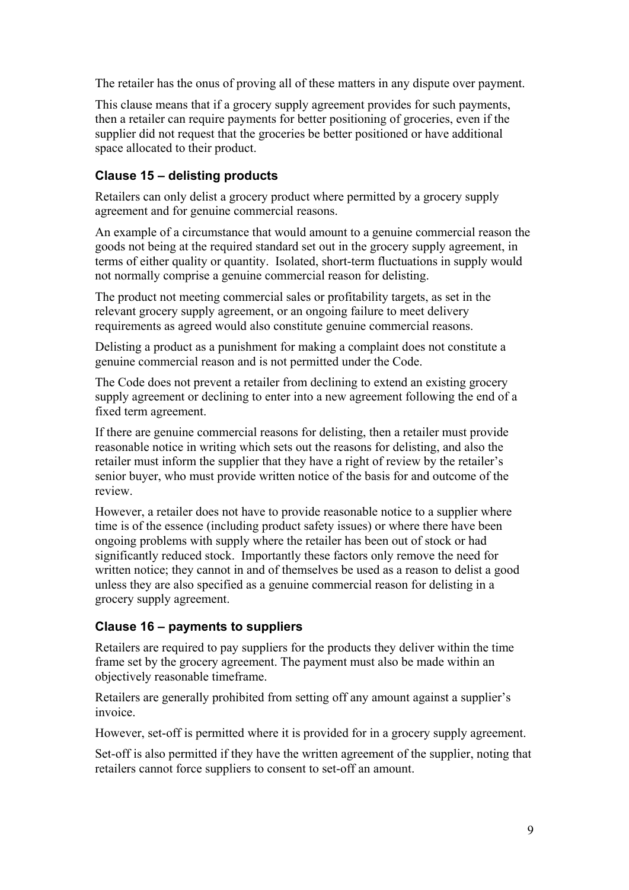The retailer has the onus of proving all of these matters in any dispute over payment.

This clause means that if a grocery supply agreement provides for such payments, then a retailer can require payments for better positioning of groceries, even if the supplier did not request that the groceries be better positioned or have additional space allocated to their product.

### Clause 15 – delisting products

Retailers can only delist a grocery product where permitted by a grocery supply agreement and for genuine commercial reasons.

An example of a circumstance that would amount to a genuine commercial reason the goods not being at the required standard set out in the grocery supply agreement, in terms of either quality or quantity. Isolated, short-term fluctuations in supply would not normally comprise a genuine commercial reason for delisting.

The product not meeting commercial sales or profitability targets, as set in the relevant grocery supply agreement, or an ongoing failure to meet delivery requirements as agreed would also constitute genuine commercial reasons.

Delisting a product as a punishment for making a complaint does not constitute a genuine commercial reason and is not permitted under the Code.

The Code does not prevent a retailer from declining to extend an existing grocery supply agreement or declining to enter into a new agreement following the end of a fixed term agreement.

If there are genuine commercial reasons for delisting, then a retailer must provide reasonable notice in writing which sets out the reasons for delisting, and also the retailer must inform the supplier that they have a right of review by the retailer's senior buyer, who must provide written notice of the basis for and outcome of the review.

However, a retailer does not have to provide reasonable notice to a supplier where time is of the essence (including product safety issues) or where there have been ongoing problems with supply where the retailer has been out of stock or had significantly reduced stock. Importantly these factors only remove the need for written notice; they cannot in and of themselves be used as a reason to delist a good unless they are also specified as a genuine commercial reason for delisting in a grocery supply agreement.

### Clause 16 – payments to suppliers

Retailers are required to pay suppliers for the products they deliver within the time frame set by the grocery agreement. The payment must also be made within an objectively reasonable timeframe.

Retailers are generally prohibited from setting off any amount against a supplier's invoice.

However, set-off is permitted where it is provided for in a grocery supply agreement.

Set-off is also permitted if they have the written agreement of the supplier, noting that retailers cannot force suppliers to consent to set-off an amount.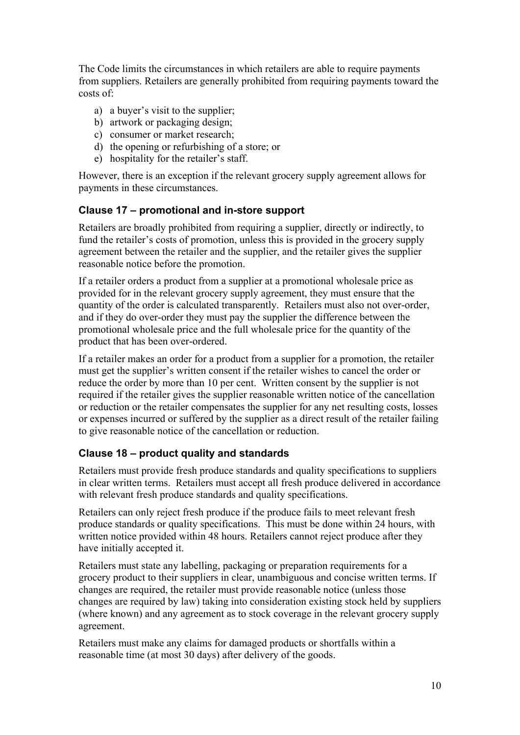The Code limits the circumstances in which retailers are able to require payments from suppliers. Retailers are generally prohibited from requiring payments toward the costs of:

a) a buyer's visit to the supplier;
b) artwork or packaging design;
c) consumer or market research;
d) the opening or refurbishing of a store; or
e) hospitality for the retailer's staff.

However, there is an exception if the relevant grocery supply agreement allows for payments in these circumstances.

### Clause 17 – promotional and in-store support

Retailers are broadly prohibited from requiring a supplier, directly or indirectly, to fund the retailer's costs of promotion, unless this is provided in the grocery supply agreement between the retailer and the supplier, and the retailer gives the supplier reasonable notice before the promotion.

If a retailer orders a product from a supplier at a promotional wholesale price as provided for in the relevant grocery supply agreement, they must ensure that the quantity of the order is calculated transparently. Retailers must also not over-order, and if they do over-order they must pay the supplier the difference between the promotional wholesale price and the full wholesale price for the quantity of the product that has been over-ordered.

If a retailer makes an order for a product from a supplier for a promotion, the retailer must get the supplier's written consent if the retailer wishes to cancel the order or reduce the order by more than 10 per cent. Written consent by the supplier is not required if the retailer gives the supplier reasonable written notice of the cancellation or reduction or the retailer compensates the supplier for any net resulting costs, losses or expenses incurred or suffered by the supplier as a direct result of the retailer failing to give reasonable notice of the cancellation or reduction.

### Clause 18 – product quality and standards

Retailers must provide fresh produce standards and quality specifications to suppliers in clear written terms. Retailers must accept all fresh produce delivered in accordance with relevant fresh produce standards and quality specifications.

Retailers can only reject fresh produce if the produce fails to meet relevant fresh produce standards or quality specifications. This must be done within 24 hours, with written notice provided within 48 hours. Retailers cannot reject produce after they have initially accepted it.

Retailers must state any labelling, packaging or preparation requirements for a grocery product to their suppliers in clear, unambiguous and concise written terms. If changes are required, the retailer must provide reasonable notice (unless those changes are required by law) taking into consideration existing stock held by suppliers (where known) and any agreement as to stock coverage in the relevant grocery supply agreement.

Retailers must make any claims for damaged products or shortfalls within a reasonable time (at most 30 days) after delivery of the goods.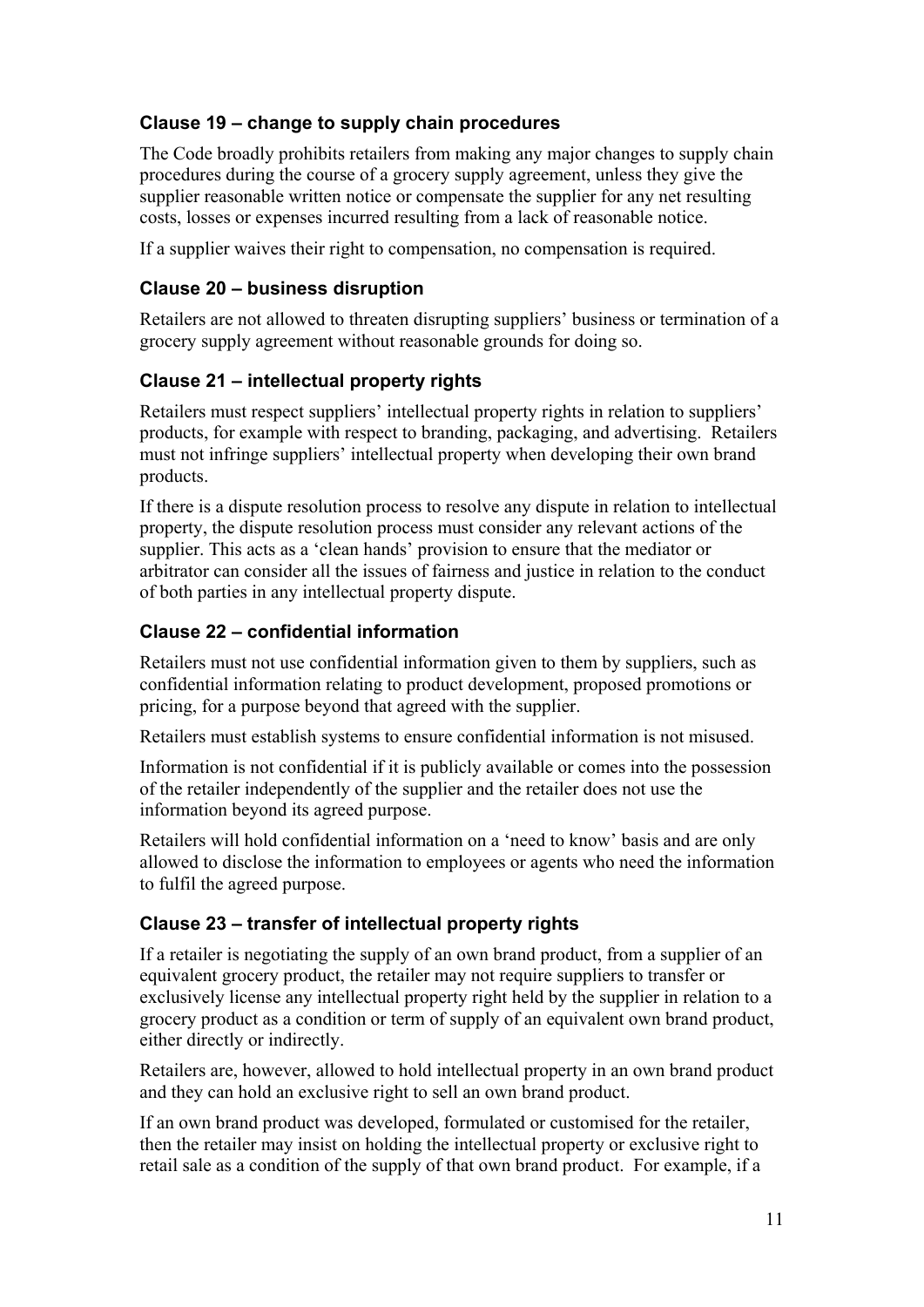### Clause 19 – change to supply chain procedures

The Code broadly prohibits retailers from making any major changes to supply chain procedures during the course of a grocery supply agreement, unless they give the supplier reasonable written notice or compensate the supplier for any net resulting costs, losses or expenses incurred resulting from a lack of reasonable notice.

If a supplier waives their right to compensation, no compensation is required.

### Clause 20 – business disruption

Retailers are not allowed to threaten disrupting suppliers' business or termination of a grocery supply agreement without reasonable grounds for doing so.

### Clause 21 – intellectual property rights

Retailers must respect suppliers' intellectual property rights in relation to suppliers' products, for example with respect to branding, packaging, and advertising. Retailers must not infringe suppliers' intellectual property when developing their own brand products.

If there is a dispute resolution process to resolve any dispute in relation to intellectual property, the dispute resolution process must consider any relevant actions of the supplier. This acts as a 'clean hands' provision to ensure that the mediator or arbitrator can consider all the issues of fairness and justice in relation to the conduct of both parties in any intellectual property dispute.

### Clause 22 – confidential information

Retailers must not use confidential information given to them by suppliers, such as confidential information relating to product development, proposed promotions or pricing, for a purpose beyond that agreed with the supplier.

Retailers must establish systems to ensure confidential information is not misused.

Information is not confidential if it is publicly available or comes into the possession of the retailer independently of the supplier and the retailer does not use the information beyond its agreed purpose.

Retailers will hold confidential information on a 'need to know' basis and are only allowed to disclose the information to employees or agents who need the information to fulfil the agreed purpose.

### Clause 23 – transfer of intellectual property rights

If a retailer is negotiating the supply of an own brand product, from a supplier of an equivalent grocery product, the retailer may not require suppliers to transfer or exclusively license any intellectual property right held by the supplier in relation to a grocery product as a condition or term of supply of an equivalent own brand product, either directly or indirectly.

Retailers are, however, allowed to hold intellectual property in an own brand product and they can hold an exclusive right to sell an own brand product.

If an own brand product was developed, formulated or customised for the retailer, then the retailer may insist on holding the intellectual property or exclusive right to retail sale as a condition of the supply of that own brand product. For example, if a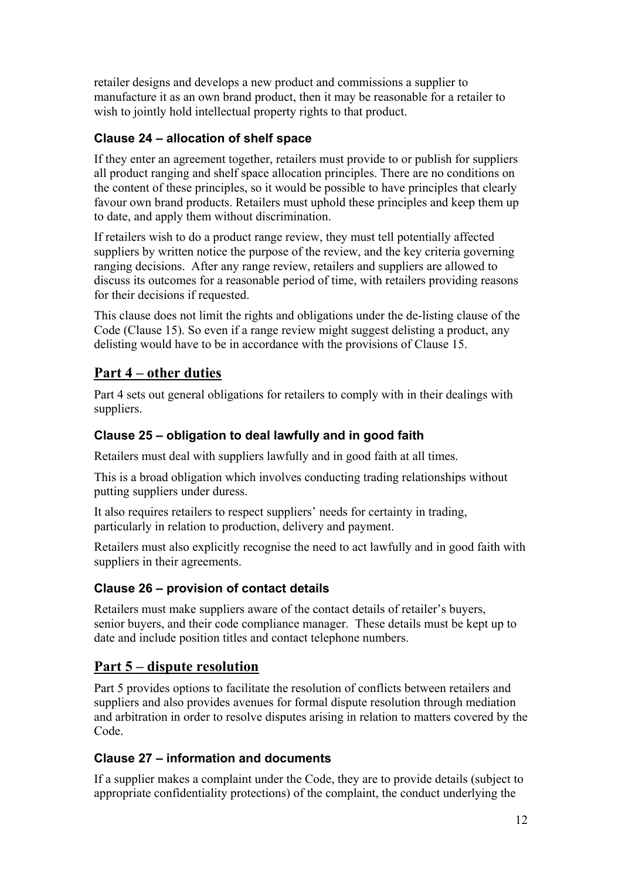retailer designs and develops a new product and commissions a supplier to manufacture it as an own brand product, then it may be reasonable for a retailer to wish to jointly hold intellectual property rights to that product.

### Clause 24 – allocation of shelf space

If they enter an agreement together, retailers must provide to or publish for suppliers all product ranging and shelf space allocation principles. There are no conditions on the content of these principles, so it would be possible to have principles that clearly favour own brand products. Retailers must uphold these principles and keep them up to date, and apply them without discrimination.

If retailers wish to do a product range review, they must tell potentially affected suppliers by written notice the purpose of the review, and the key criteria governing ranging decisions. After any range review, retailers and suppliers are allowed to discuss its outcomes for a reasonable period of time, with retailers providing reasons for their decisions if requested.

This clause does not limit the rights and obligations under the de-listing clause of the Code (Clause 15). So even if a range review might suggest delisting a product, any delisting would have to be in accordance with the provisions of Clause 15.

## Part 4 – other duties

Part 4 sets out general obligations for retailers to comply with in their dealings with suppliers.

### Clause 25 – obligation to deal lawfully and in good faith

Retailers must deal with suppliers lawfully and in good faith at all times.

This is a broad obligation which involves conducting trading relationships without putting suppliers under duress.

It also requires retailers to respect suppliers' needs for certainty in trading, particularly in relation to production, delivery and payment.

Retailers must also explicitly recognise the need to act lawfully and in good faith with suppliers in their agreements.

### Clause 26 – provision of contact details

Retailers must make suppliers aware of the contact details of retailer's buyers, senior buyers, and their code compliance manager. These details must be kept up to date and include position titles and contact telephone numbers.

## Part 5 – dispute resolution

Part 5 provides options to facilitate the resolution of conflicts between retailers and suppliers and also provides avenues for formal dispute resolution through mediation and arbitration in order to resolve disputes arising in relation to matters covered by the Code.

### Clause 27 – information and documents

If a supplier makes a complaint under the Code, they are to provide details (subject to appropriate confidentiality protections) of the complaint, the conduct underlying the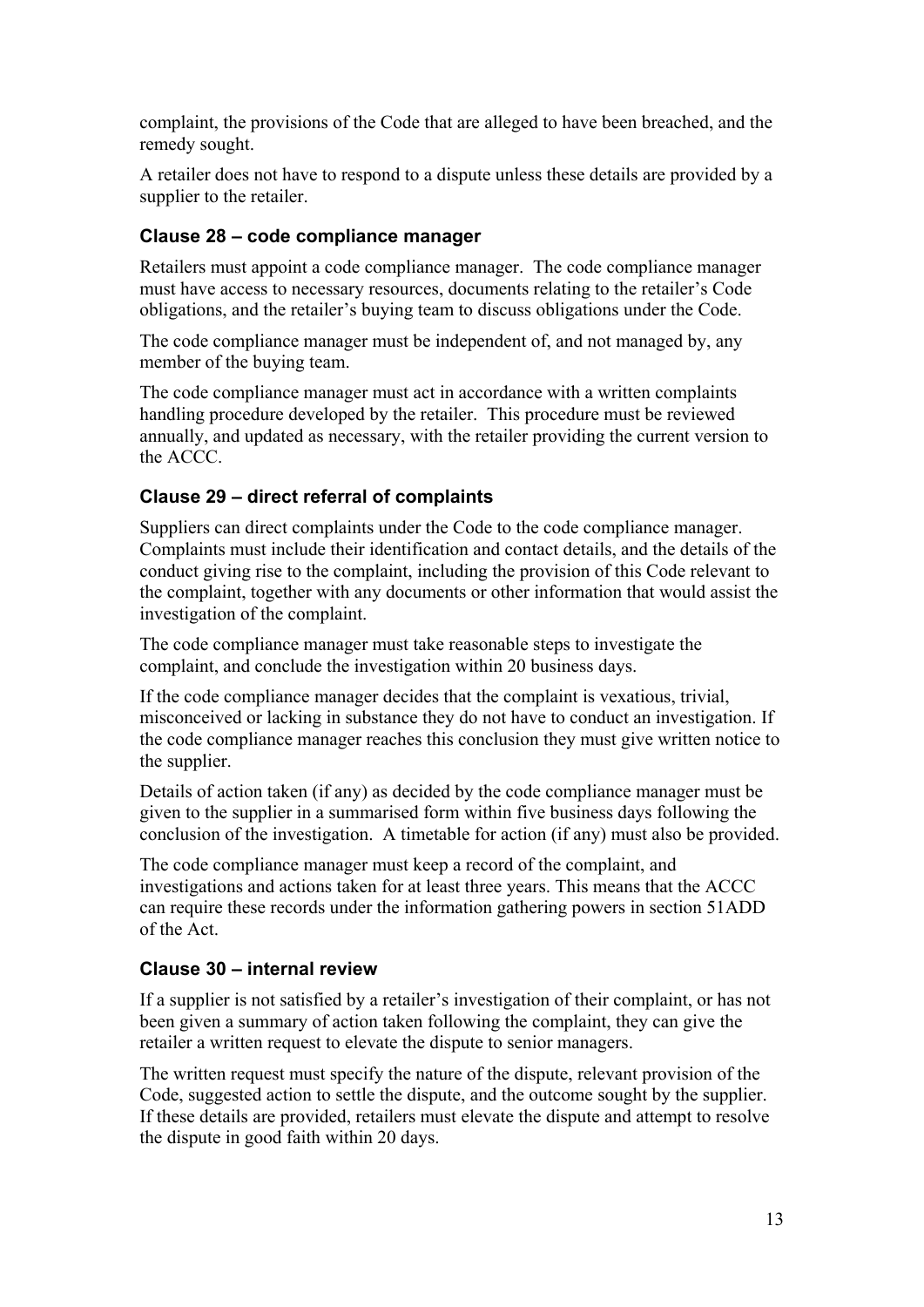complaint, the provisions of the Code that are alleged to have been breached, and the remedy sought.

A retailer does not have to respond to a dispute unless these details are provided by a supplier to the retailer.

### Clause 28 – code compliance manager

Retailers must appoint a code compliance manager. The code compliance manager must have access to necessary resources, documents relating to the retailer's Code obligations, and the retailer's buying team to discuss obligations under the Code.

The code compliance manager must be independent of, and not managed by, any member of the buying team.

The code compliance manager must act in accordance with a written complaints handling procedure developed by the retailer. This procedure must be reviewed annually, and updated as necessary, with the retailer providing the current version to the ACCC.

### Clause 29 – direct referral of complaints

Suppliers can direct complaints under the Code to the code compliance manager. Complaints must include their identification and contact details, and the details of the conduct giving rise to the complaint, including the provision of this Code relevant to the complaint, together with any documents or other information that would assist the investigation of the complaint.

The code compliance manager must take reasonable steps to investigate the complaint, and conclude the investigation within 20 business days.

If the code compliance manager decides that the complaint is vexatious, trivial, misconceived or lacking in substance they do not have to conduct an investigation. If the code compliance manager reaches this conclusion they must give written notice to the supplier.

Details of action taken (if any) as decided by the code compliance manager must be given to the supplier in a summarised form within five business days following the conclusion of the investigation. A timetable for action (if any) must also be provided.

The code compliance manager must keep a record of the complaint, and investigations and actions taken for at least three years. This means that the ACCC can require these records under the information gathering powers in section 51ADD of the Act.

### Clause 30 – internal review

If a supplier is not satisfied by a retailer's investigation of their complaint, or has not been given a summary of action taken following the complaint, they can give the retailer a written request to elevate the dispute to senior managers.

The written request must specify the nature of the dispute, relevant provision of the Code, suggested action to settle the dispute, and the outcome sought by the supplier. If these details are provided, retailers must elevate the dispute and attempt to resolve the dispute in good faith within 20 days.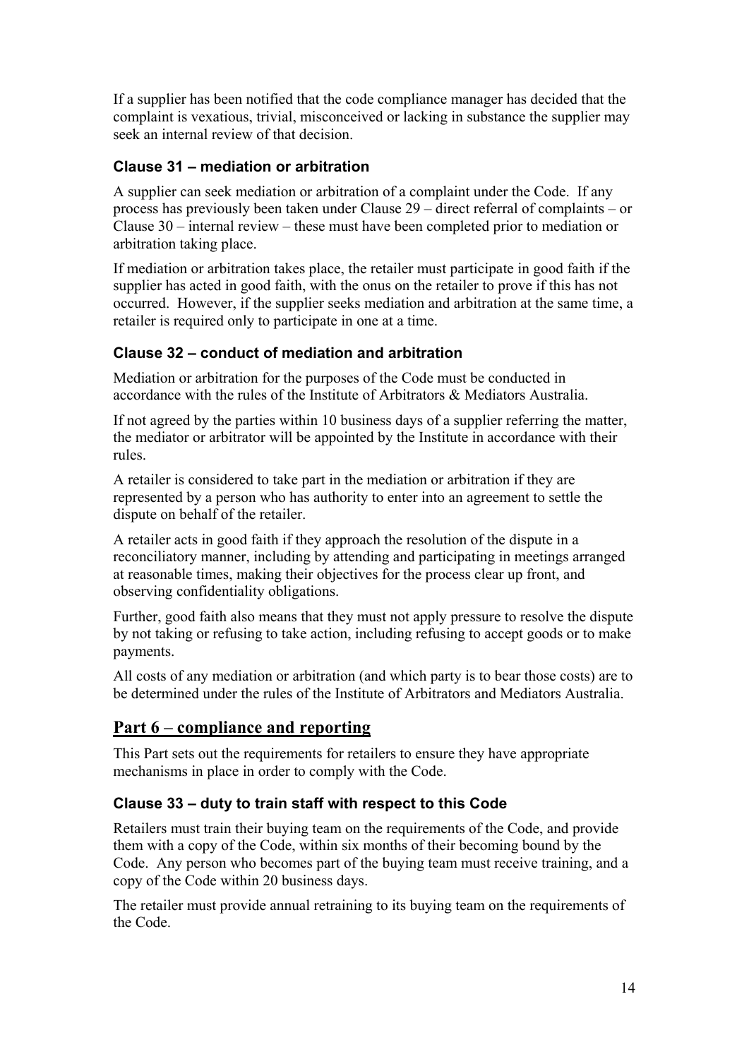If a supplier has been notified that the code compliance manager has decided that the complaint is vexatious, trivial, misconceived or lacking in substance the supplier may seek an internal review of that decision.

### Clause 31 – mediation or arbitration

A supplier can seek mediation or arbitration of a complaint under the Code. If any process has previously been taken under Clause 29 – direct referral of complaints – or Clause 30 – internal review – these must have been completed prior to mediation or arbitration taking place.

If mediation or arbitration takes place, the retailer must participate in good faith if the supplier has acted in good faith, with the onus on the retailer to prove if this has not occurred. However, if the supplier seeks mediation and arbitration at the same time, a retailer is required only to participate in one at a time.

### Clause 32 – conduct of mediation and arbitration

Mediation or arbitration for the purposes of the Code must be conducted in accordance with the rules of the Institute of Arbitrators & Mediators Australia.

If not agreed by the parties within 10 business days of a supplier referring the matter, the mediator or arbitrator will be appointed by the Institute in accordance with their rules.

A retailer is considered to take part in the mediation or arbitration if they are represented by a person who has authority to enter into an agreement to settle the dispute on behalf of the retailer.

A retailer acts in good faith if they approach the resolution of the dispute in a reconciliatory manner, including by attending and participating in meetings arranged at reasonable times, making their objectives for the process clear up front, and observing confidentiality obligations.

Further, good faith also means that they must not apply pressure to resolve the dispute by not taking or refusing to take action, including refusing to accept goods or to make payments.

All costs of any mediation or arbitration (and which party is to bear those costs) are to be determined under the rules of the Institute of Arbitrators and Mediators Australia.

## Part 6 – compliance and reporting

This Part sets out the requirements for retailers to ensure they have appropriate mechanisms in place in order to comply with the Code.

### Clause 33 – duty to train staff with respect to this Code

Retailers must train their buying team on the requirements of the Code, and provide them with a copy of the Code, within six months of their becoming bound by the Code. Any person who becomes part of the buying team must receive training, and a copy of the Code within 20 business days.

The retailer must provide annual retraining to its buying team on the requirements of the Code.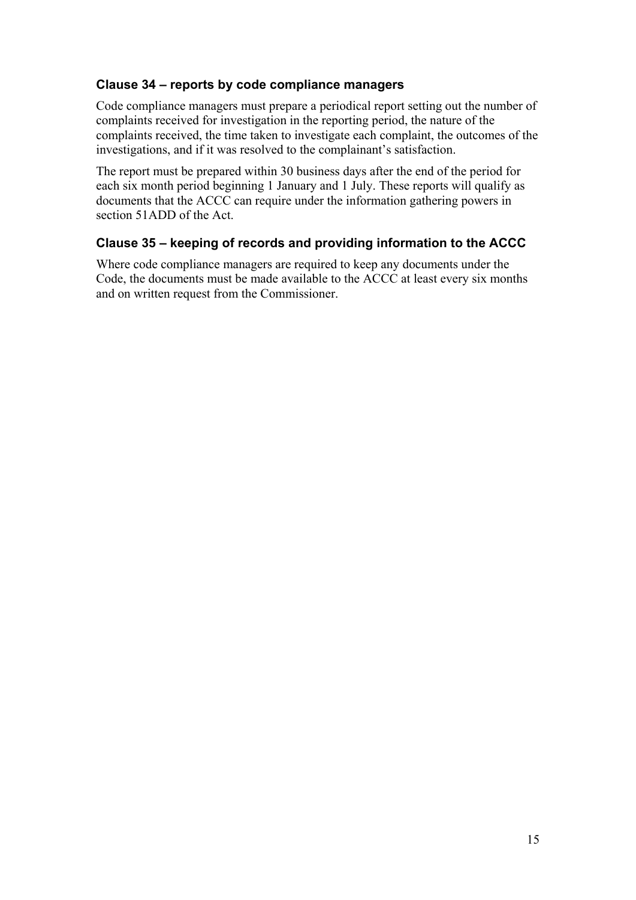### Clause 34 – reports by code compliance managers

Code compliance managers must prepare a periodical report setting out the number of complaints received for investigation in the reporting period, the nature of the complaints received, the time taken to investigate each complaint, the outcomes of the investigations, and if it was resolved to the complainant's satisfaction.

The report must be prepared within 30 business days after the end of the period for each six month period beginning 1 January and 1 July. These reports will qualify as documents that the ACCC can require under the information gathering powers in section 51ADD of the Act.

### Clause 35 – keeping of records and providing information to the ACCC

Where code compliance managers are required to keep any documents under the Code, the documents must be made available to the ACCC at least every six months and on written request from the Commissioner.